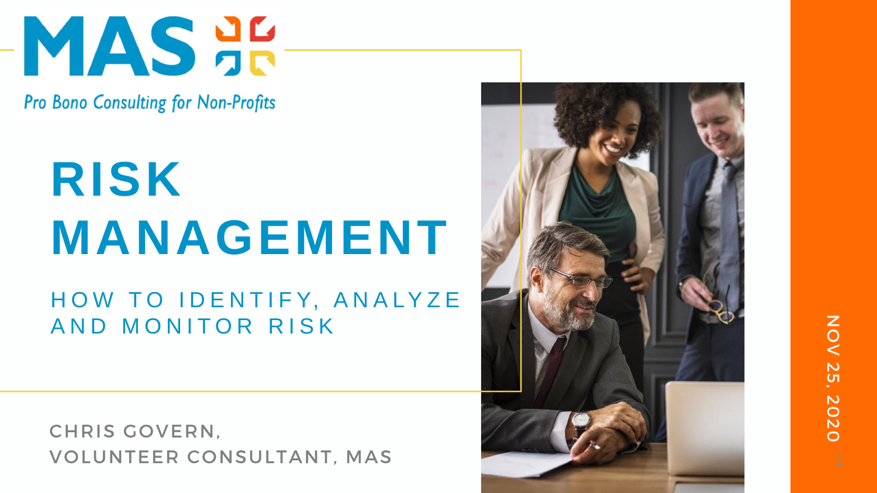MAS

Pro Bono Consulting for Non-Profits

# RISK MANAGEMENT

## HOW TO IDENTIFY, ANALYZE AND MONITOR RISK

CHRIS GOVERN,
VOLUNTEER CONSULTANT, MAS

NOV 25, 2020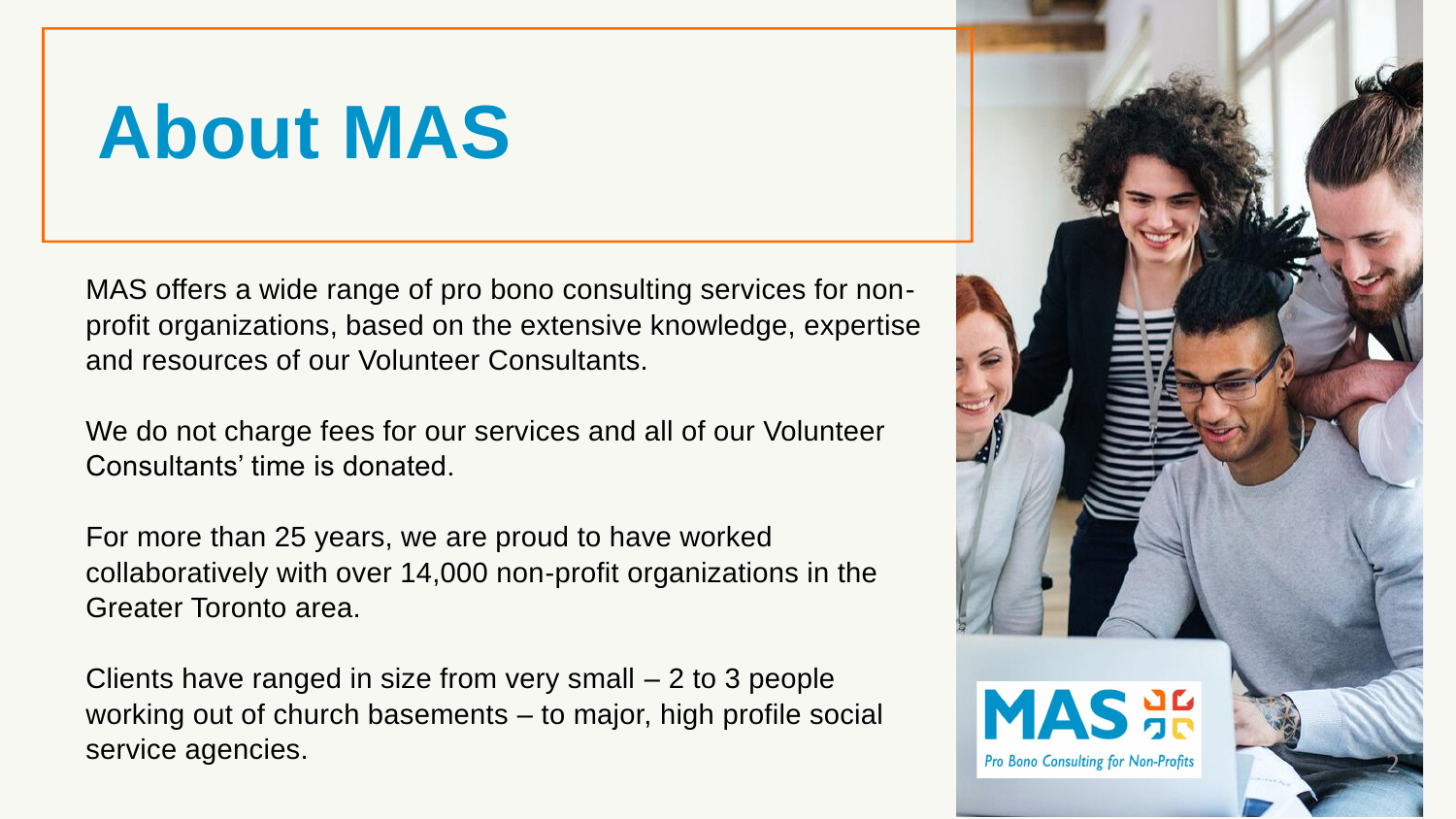# About MAS

MAS offers a wide range of pro bono consulting services for non-profit organizations, based on the extensive knowledge, expertise and resources of our Volunteer Consultants.

We do not charge fees for our services and all of our Volunteer Consultants' time is donated.

For more than 25 years, we are proud to have worked collaboratively with over 14,000 non-profit organizations in the Greater Toronto area.

Clients have ranged in size from very small – 2 to 3 people working out of church basements – to major, high profile social service agencies.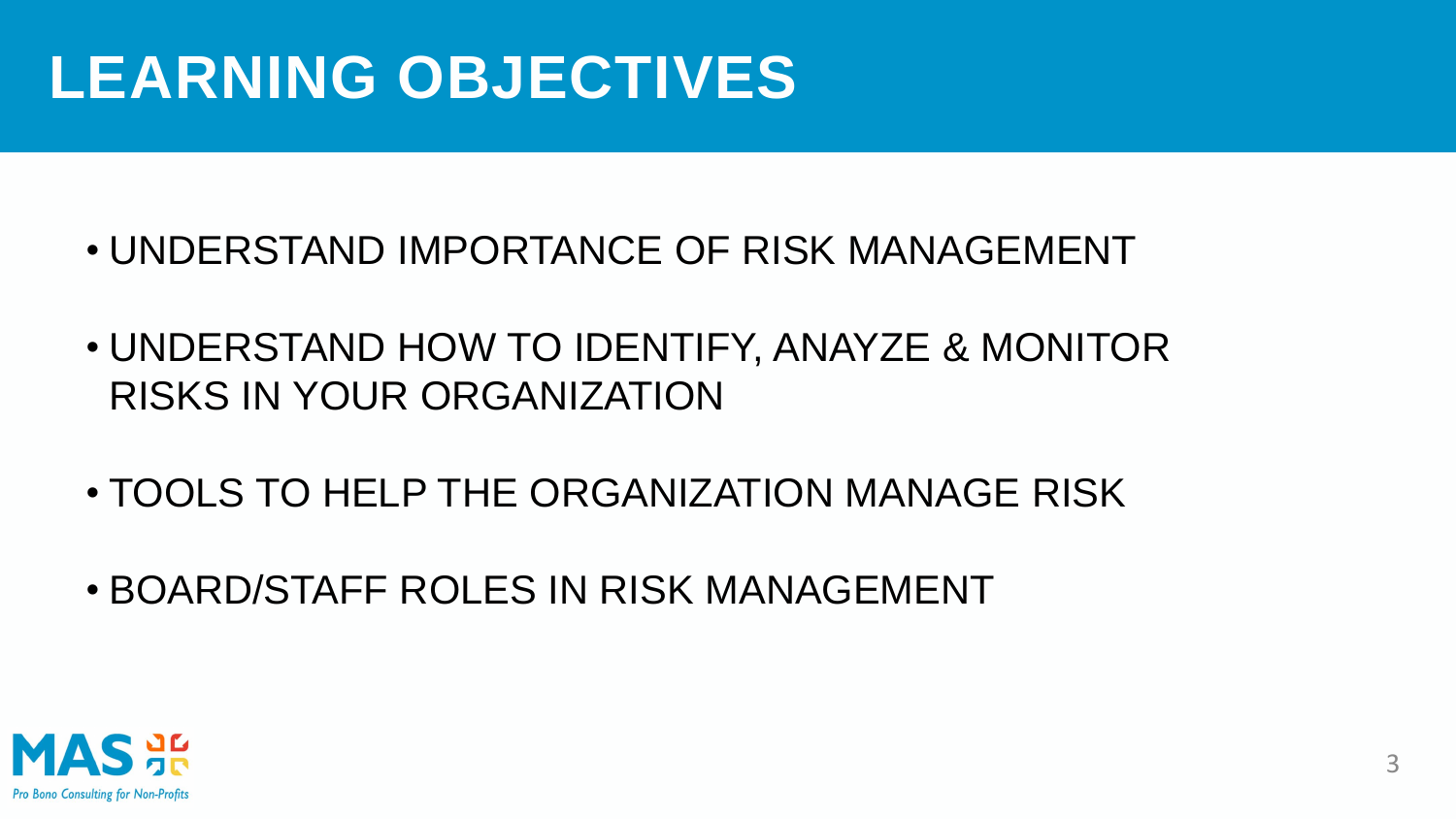# LEARNING OBJECTIVES

- UNDERSTAND IMPORTANCE OF RISK MANAGEMENT
- UNDERSTAND HOW TO IDENTIFY, ANAYZE & MONITOR RISKS IN YOUR ORGANIZATION
- TOOLS TO HELP THE ORGANIZATION MANAGE RISK
- BOARD/STAFF ROLES IN RISK MANAGEMENT

MAS

Pro Bono Consulting for Non-Profits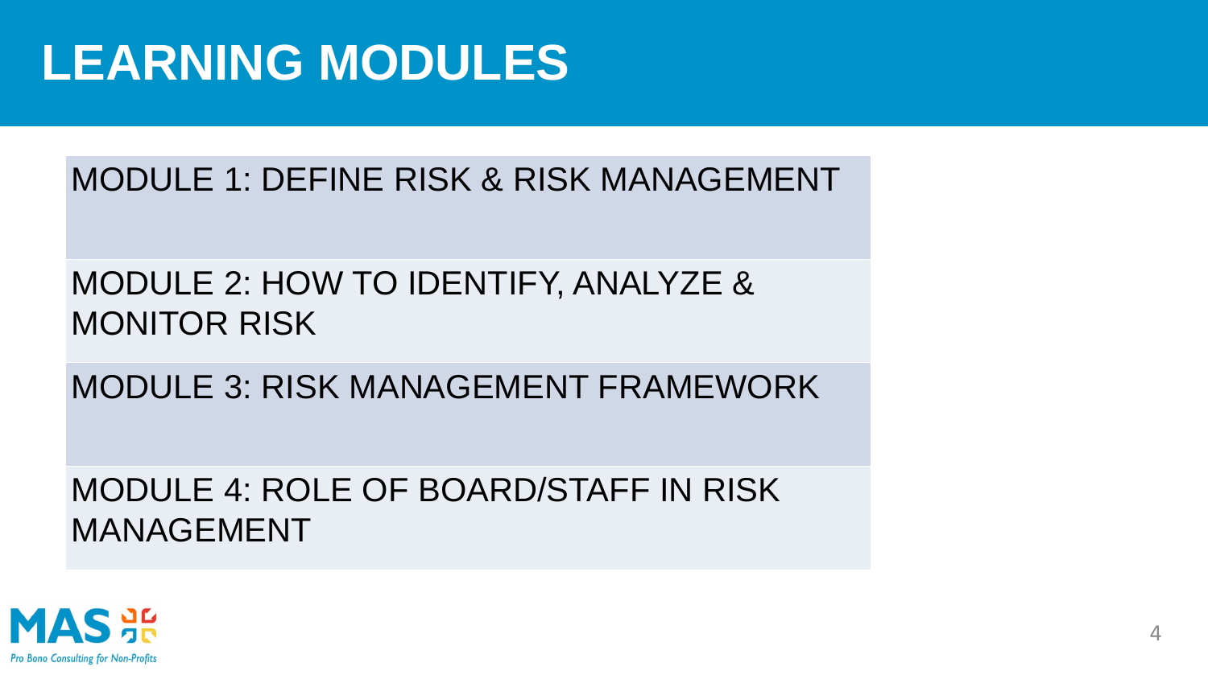# LEARNING MODULES

MODULE 1: DEFINE RISK & RISK MANAGEMENT

MODULE 2: HOW TO IDENTIFY, ANALYZE & MONITOR RISK

MODULE 3: RISK MANAGEMENT FRAMEWORK

MODULE 4: ROLE OF BOARD/STAFF IN RISK MANAGEMENT

MAS

*Pro Bono Consulting for Non-Profits*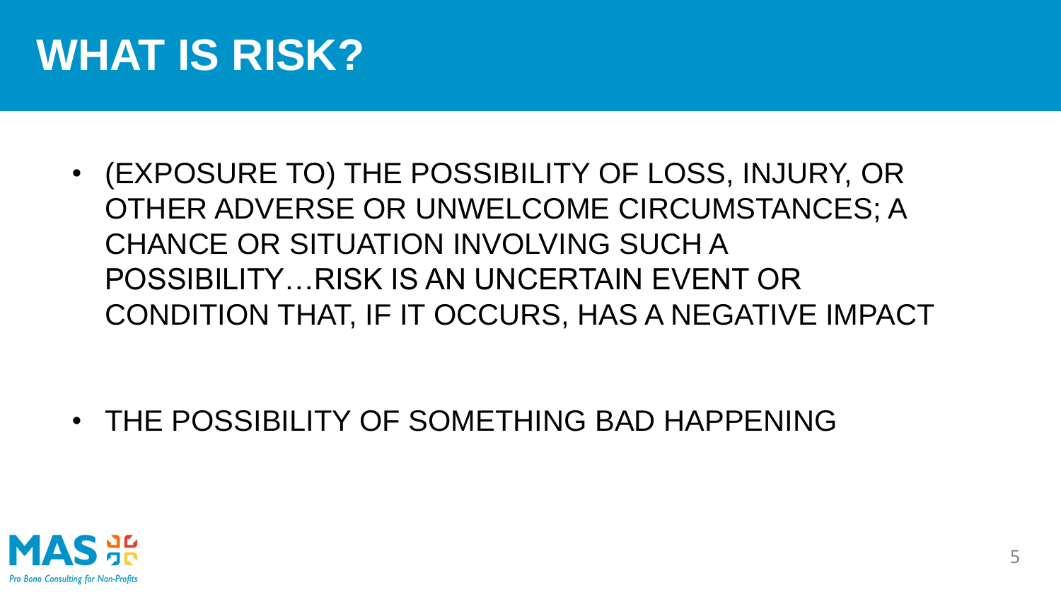# WHAT IS RISK?

- (EXPOSURE TO) THE POSSIBILITY OF LOSS, INJURY, OR OTHER ADVERSE OR UNWELCOME CIRCUMSTANCES; A CHANCE OR SITUATION INVOLVING SUCH A POSSIBILITY…RISK IS AN UNCERTAIN EVENT OR CONDITION THAT, IF IT OCCURS, HAS A NEGATIVE IMPACT

- THE POSSIBILITY OF SOMETHING BAD HAPPENING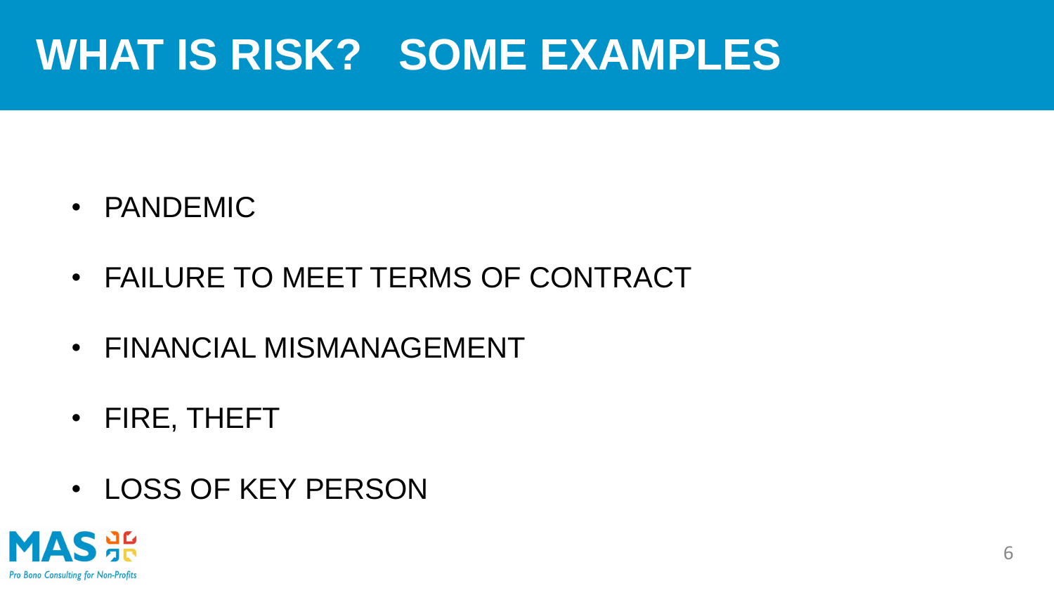# WHAT IS RISK? SOME EXAMPLES

- PANDEMIC
- FAILURE TO MEET TERMS OF CONTRACT
- FINANCIAL MISMANAGEMENT
- FIRE, THEFT
- LOSS OF KEY PERSON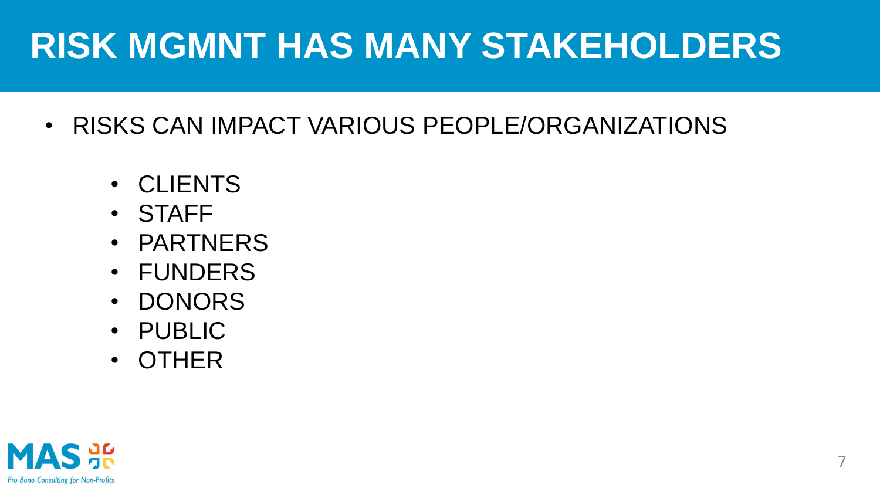# RISK MGMNT HAS MANY STAKEHOLDERS

- RISKS CAN IMPACT VARIOUS PEOPLE/ORGANIZATIONS
  - CLIENTS
  - STAFF
  - PARTNERS
  - FUNDERS
  - DONORS
  - PUBLIC
  - OTHER

MAS

Pro Bono Consulting for Non-Profits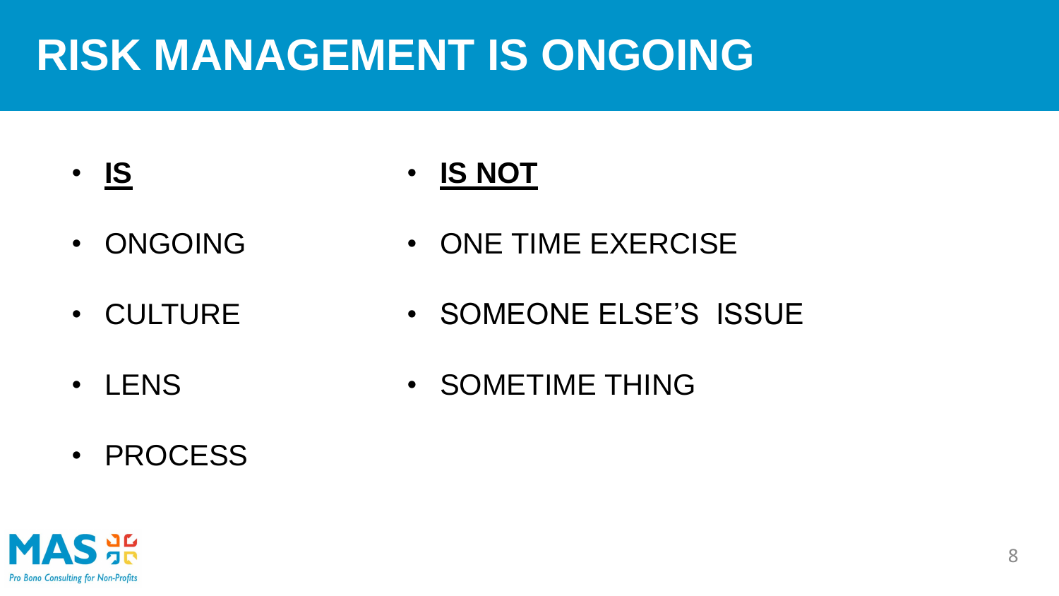# RISK MANAGEMENT IS ONGOING

| **IS** | **IS NOT** |
| --- | --- |
| ONGOING | ONE TIME EXERCISE |
| CULTURE | SOMEONE ELSE'S ISSUE |
| LENS | SOMETIME THING |
| PROCESS | |

MAS
Pro Bono Consulting for Non-Profits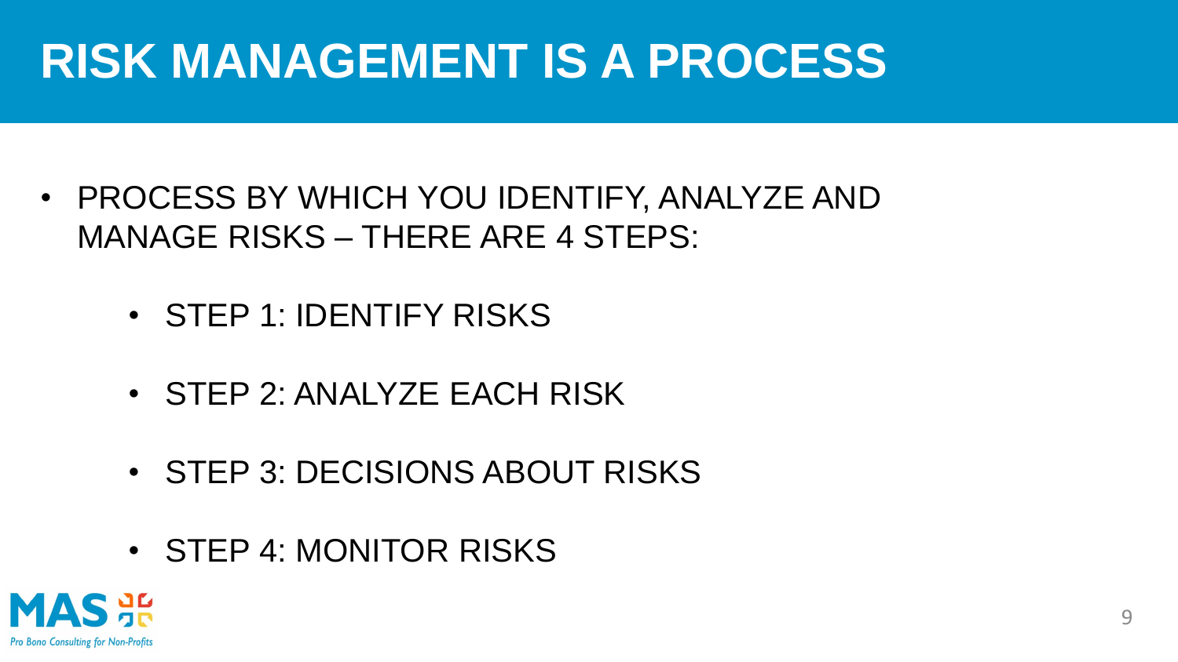# RISK MANAGEMENT IS A PROCESS

- PROCESS BY WHICH YOU IDENTIFY, ANALYZE AND MANAGE RISKS – THERE ARE 4 STEPS:
  - STEP 1: IDENTIFY RISKS
  - STEP 2: ANALYZE EACH RISK
  - STEP 3: DECISIONS ABOUT RISKS
  - STEP 4: MONITOR RISKS

MAS

Pro Bono Consulting for Non-Profits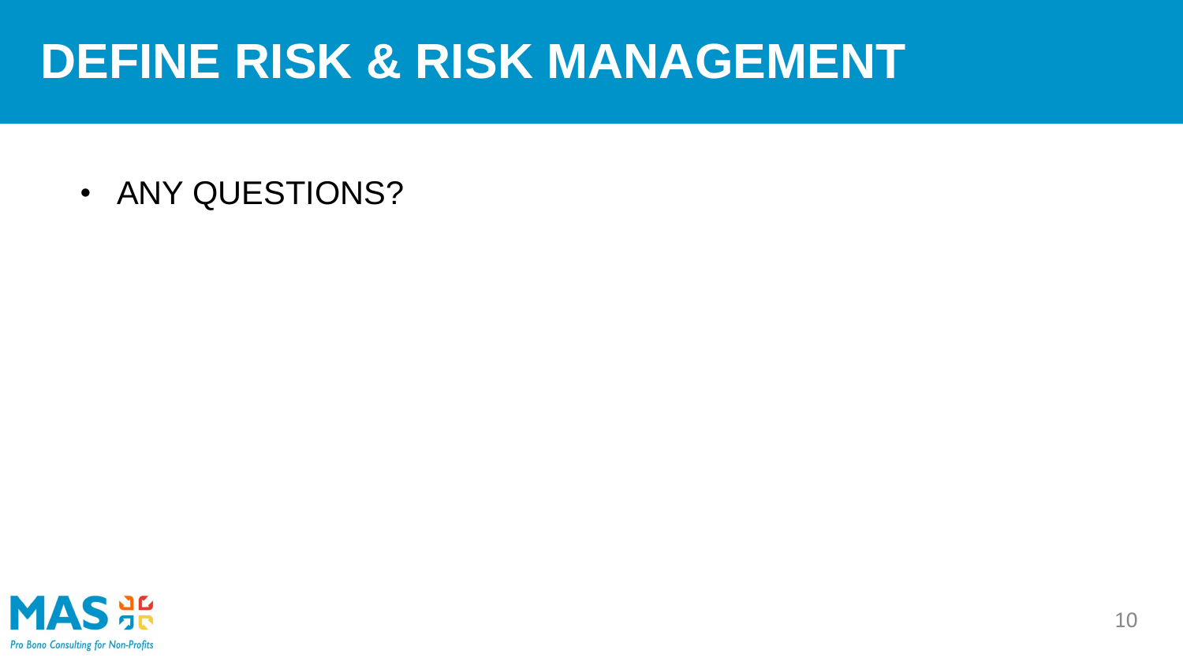# DEFINE RISK & RISK MANAGEMENT

- ANY QUESTIONS?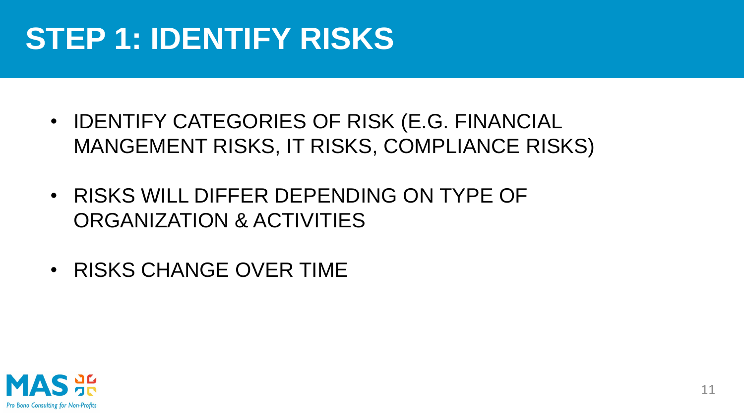# STEP 1: IDENTIFY RISKS

- IDENTIFY CATEGORIES OF RISK (E.G. FINANCIAL MANGEMENT RISKS, IT RISKS, COMPLIANCE RISKS)
- RISKS WILL DIFFER DEPENDING ON TYPE OF ORGANIZATION & ACTIVITIES
- RISKS CHANGE OVER TIME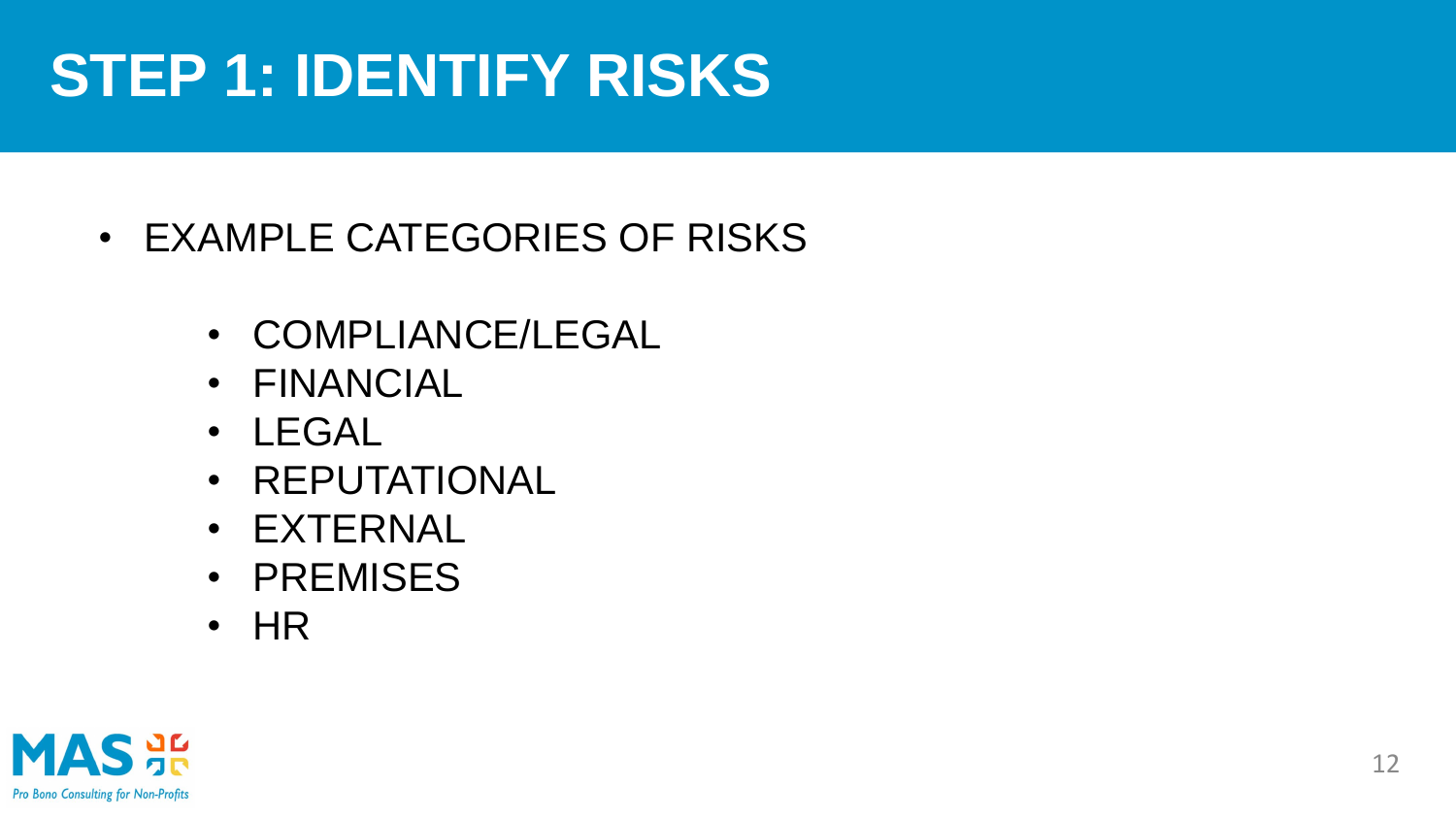# STEP 1: IDENTIFY RISKS

- EXAMPLE CATEGORIES OF RISKS
  - COMPLIANCE/LEGAL
  - FINANCIAL
  - LEGAL
  - REPUTATIONAL
  - EXTERNAL
  - PREMISES
  - HR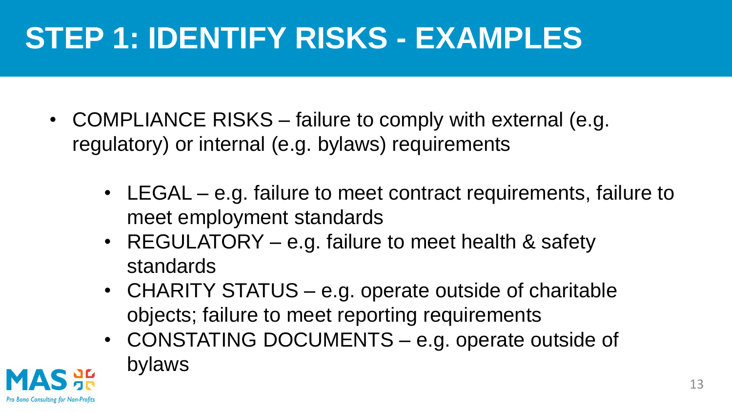# STEP 1: IDENTIFY RISKS - EXAMPLES

- COMPLIANCE RISKS – failure to comply with external (e.g. regulatory) or internal (e.g. bylaws) requirements
  - LEGAL – e.g. failure to meet contract requirements, failure to meet employment standards
  - REGULATORY – e.g. failure to meet health & safety standards
  - CHARITY STATUS – e.g. operate outside of charitable objects; failure to meet reporting requirements
  - CONSTATING DOCUMENTS – e.g. operate outside of bylaws

MAS
Pro Bono Consulting for Non-Profits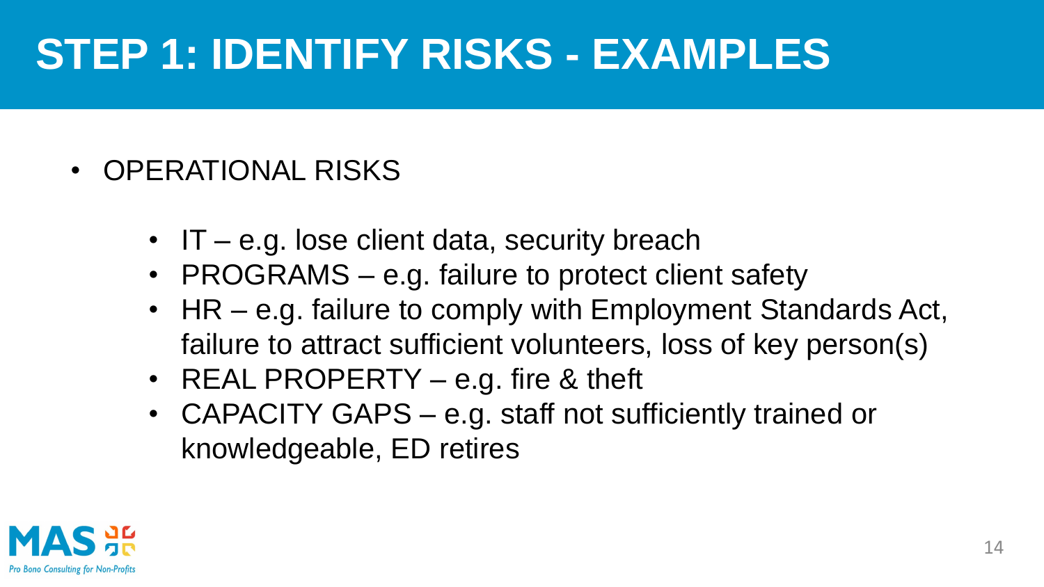# STEP 1: IDENTIFY RISKS - EXAMPLES

- OPERATIONAL RISKS
  - IT – e.g. lose client data, security breach
  - PROGRAMS – e.g. failure to protect client safety
  - HR – e.g. failure to comply with Employment Standards Act, failure to attract sufficient volunteers, loss of key person(s)
  - REAL PROPERTY – e.g. fire & theft
  - CAPACITY GAPS – e.g. staff not sufficiently trained or knowledgeable, ED retires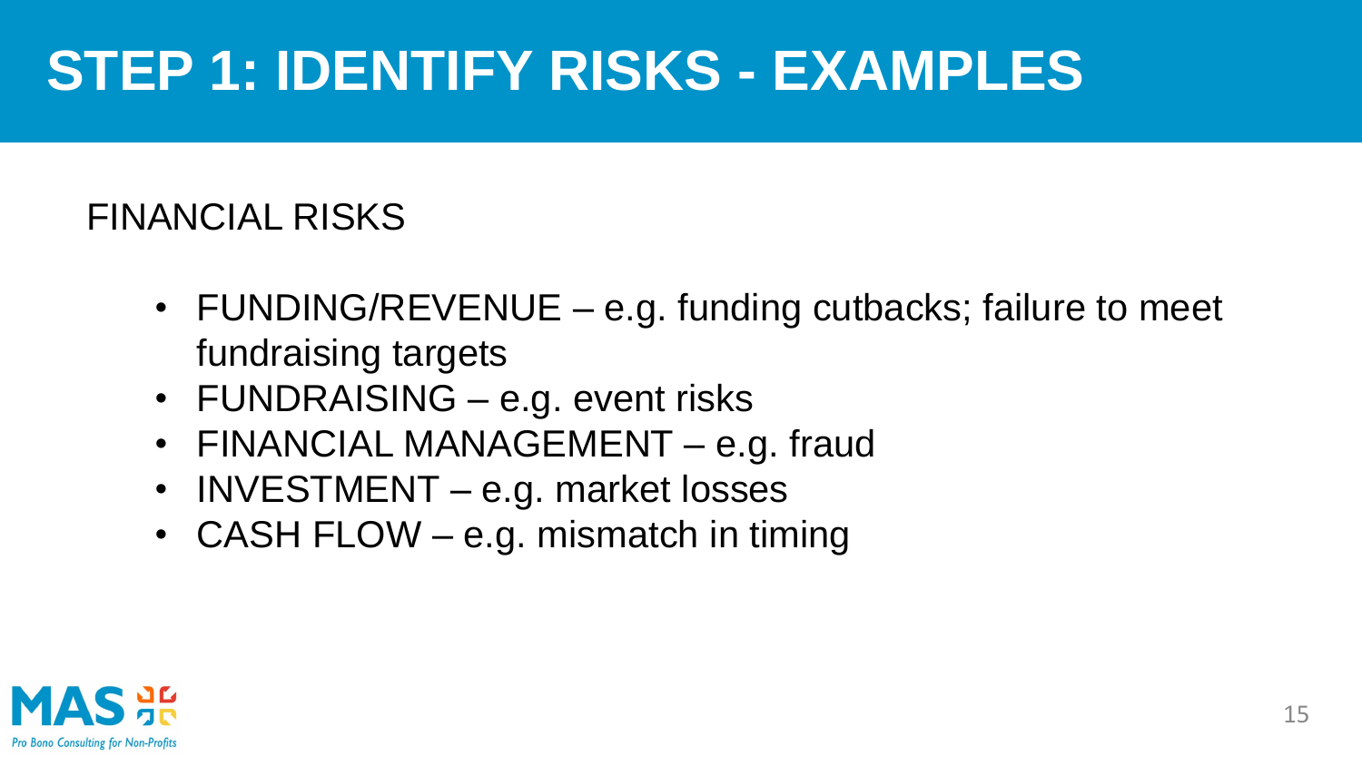# STEP 1: IDENTIFY RISKS - EXAMPLES

FINANCIAL RISKS

- FUNDING/REVENUE – e.g. funding cutbacks; failure to meet fundraising targets
- FUNDRAISING – e.g. event risks
- FINANCIAL MANAGEMENT – e.g. fraud
- INVESTMENT – e.g. market losses
- CASH FLOW – e.g. mismatch in timing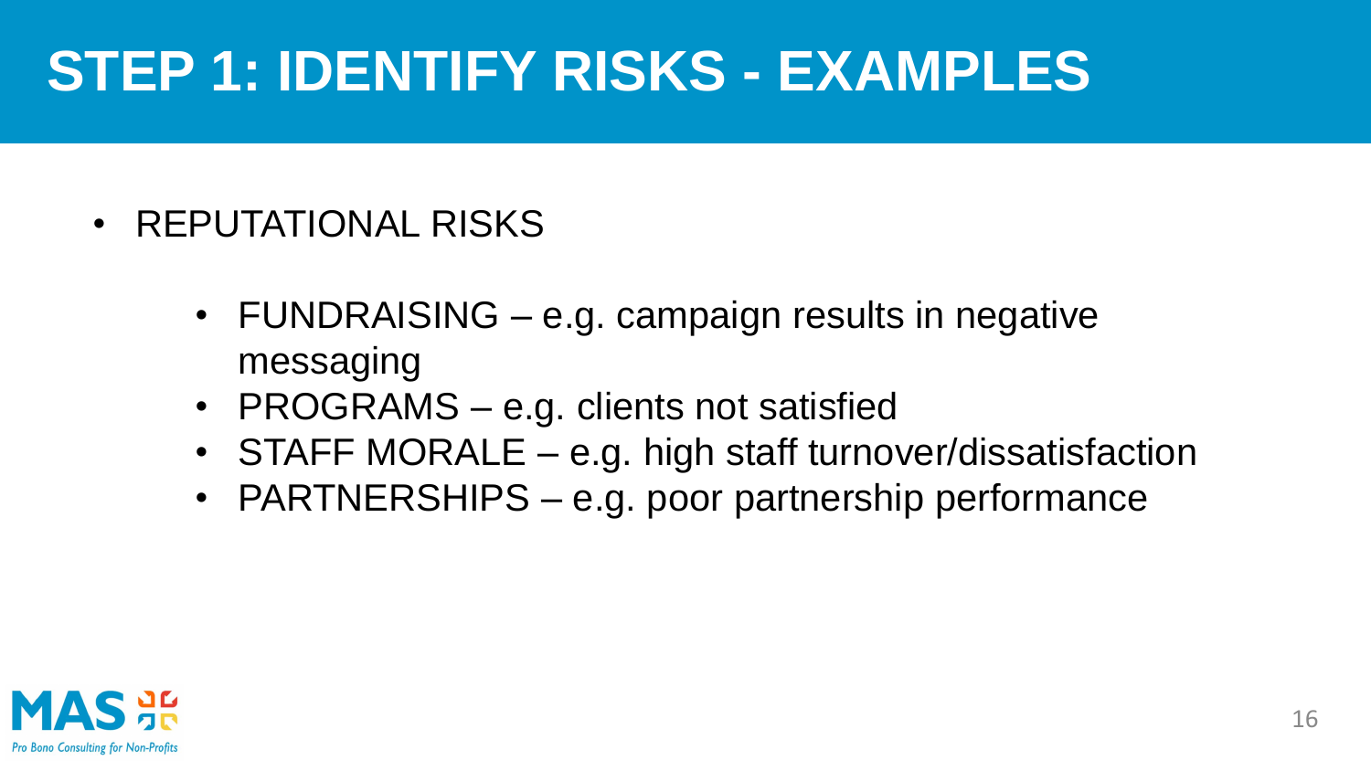# STEP 1: IDENTIFY RISKS - EXAMPLES

- REPUTATIONAL RISKS
  - FUNDRAISING – e.g. campaign results in negative messaging
  - PROGRAMS – e.g. clients not satisfied
  - STAFF MORALE – e.g. high staff turnover/dissatisfaction
  - PARTNERSHIPS – e.g. poor partnership performance

MAS
Pro Bono Consulting for Non-Profits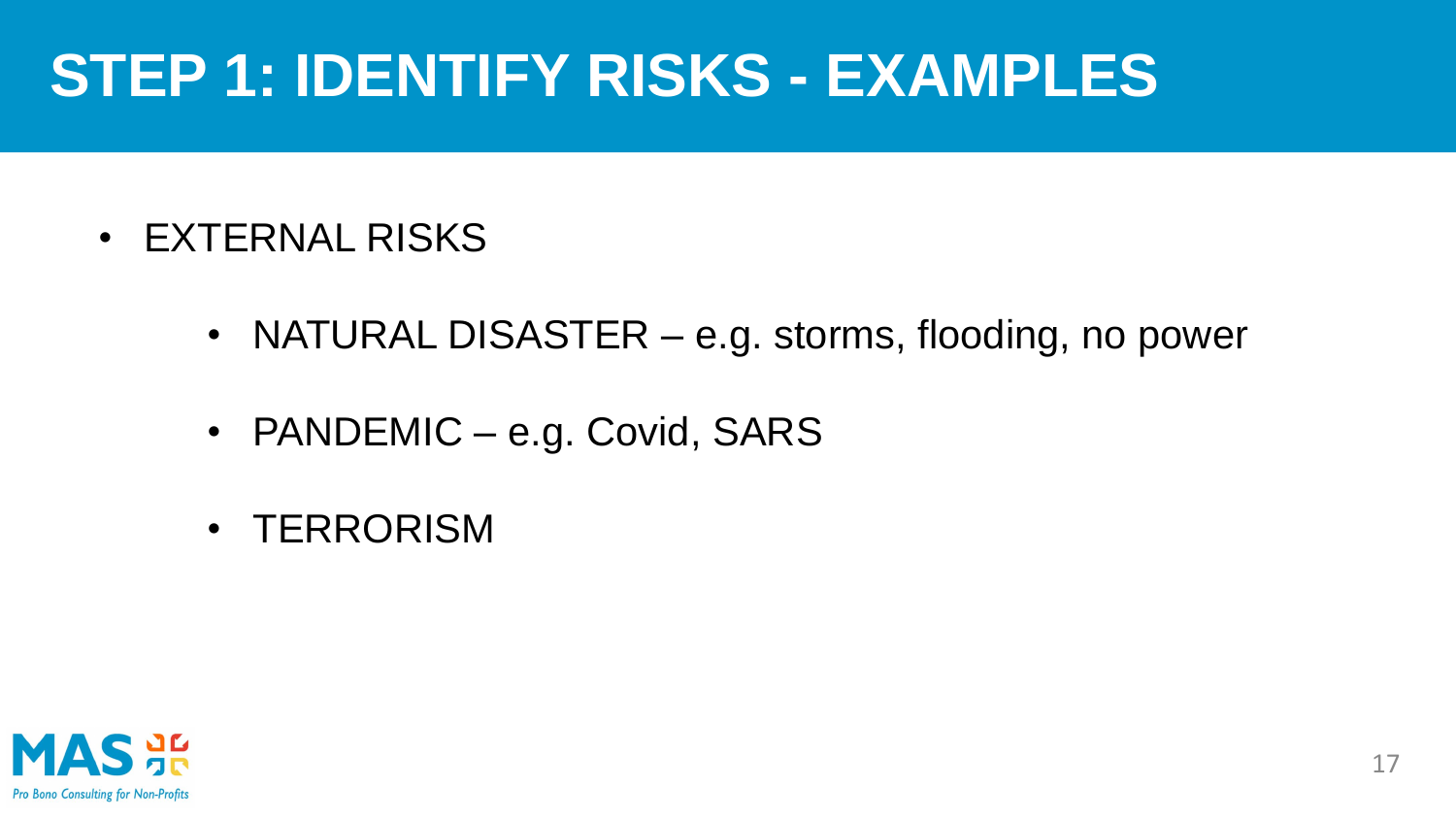# STEP 1: IDENTIFY RISKS - EXAMPLES

- EXTERNAL RISKS
  - NATURAL DISASTER – e.g. storms, flooding, no power
  - PANDEMIC – e.g. Covid, SARS
  - TERRORISM

MAS
Pro Bono Consulting for Non-Profits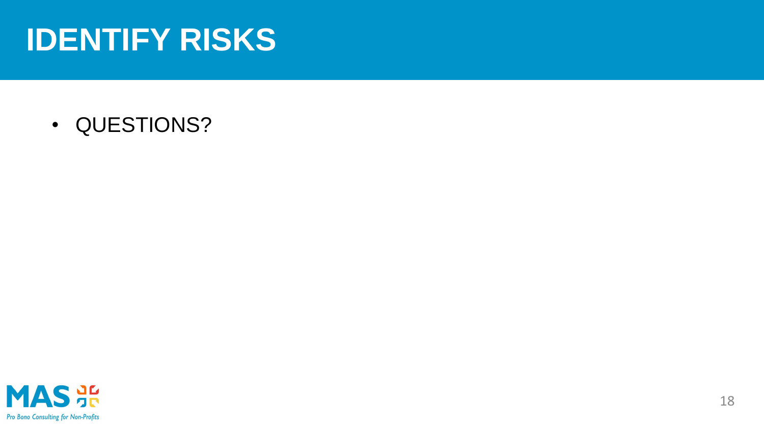# IDENTIFY RISKS

- QUESTIONS?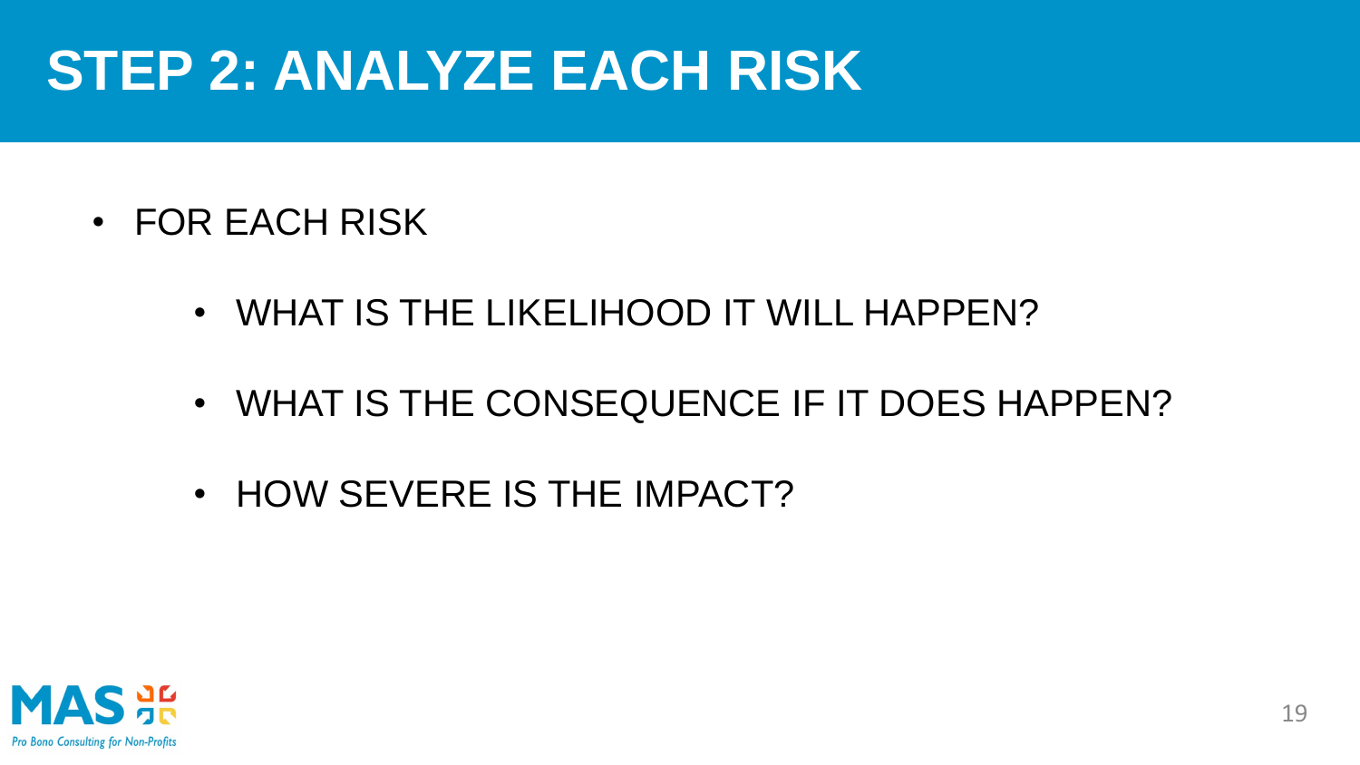# STEP 2: ANALYZE EACH RISK

- FOR EACH RISK
  - WHAT IS THE LIKELIHOOD IT WILL HAPPEN?
  - WHAT IS THE CONSEQUENCE IF IT DOES HAPPEN?
  - HOW SEVERE IS THE IMPACT?

MAS
Pro Bono Consulting for Non-Profits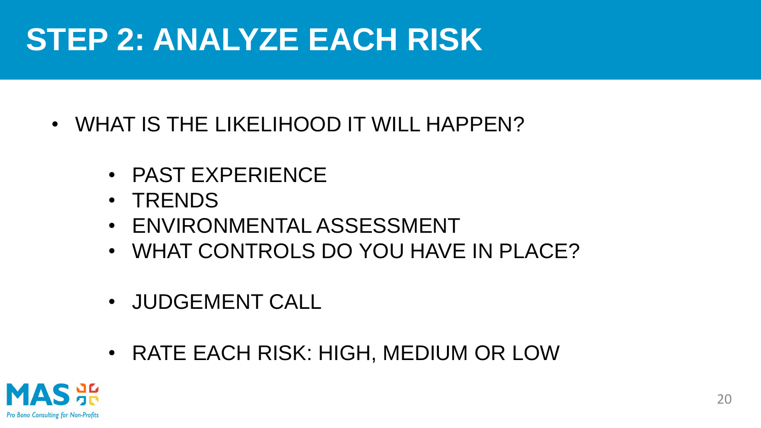# STEP 2: ANALYZE EACH RISK

- WHAT IS THE LIKELIHOOD IT WILL HAPPEN?
  - PAST EXPERIENCE
  - TRENDS
  - ENVIRONMENTAL ASSESSMENT
  - WHAT CONTROLS DO YOU HAVE IN PLACE?

  - JUDGEMENT CALL

  - RATE EACH RISK: HIGH, MEDIUM OR LOW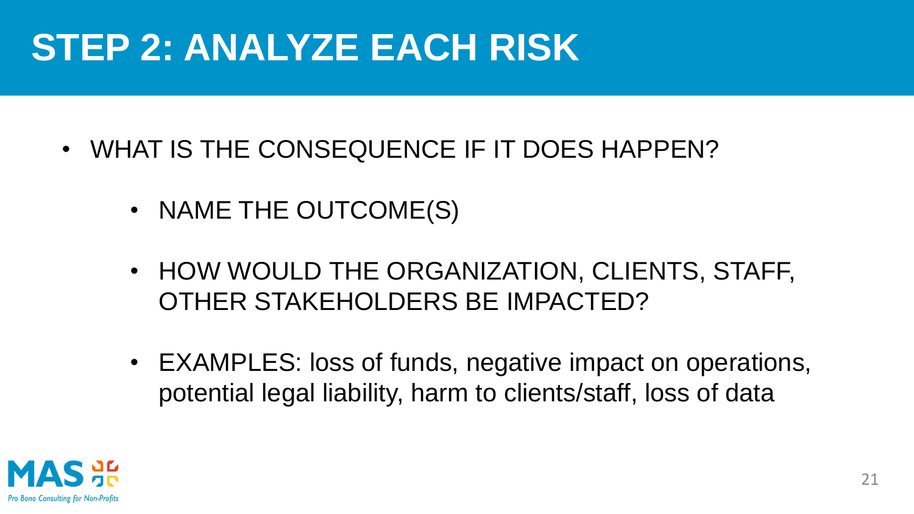# STEP 2: ANALYZE EACH RISK

- WHAT IS THE CONSEQUENCE IF IT DOES HAPPEN?
  - NAME THE OUTCOME(S)
  - HOW WOULD THE ORGANIZATION, CLIENTS, STAFF, OTHER STAKEHOLDERS BE IMPACTED?
  - EXAMPLES: loss of funds, negative impact on operations, potential legal liability, harm to clients/staff, loss of data

MAS
Pro Bono Consulting for Non-Profits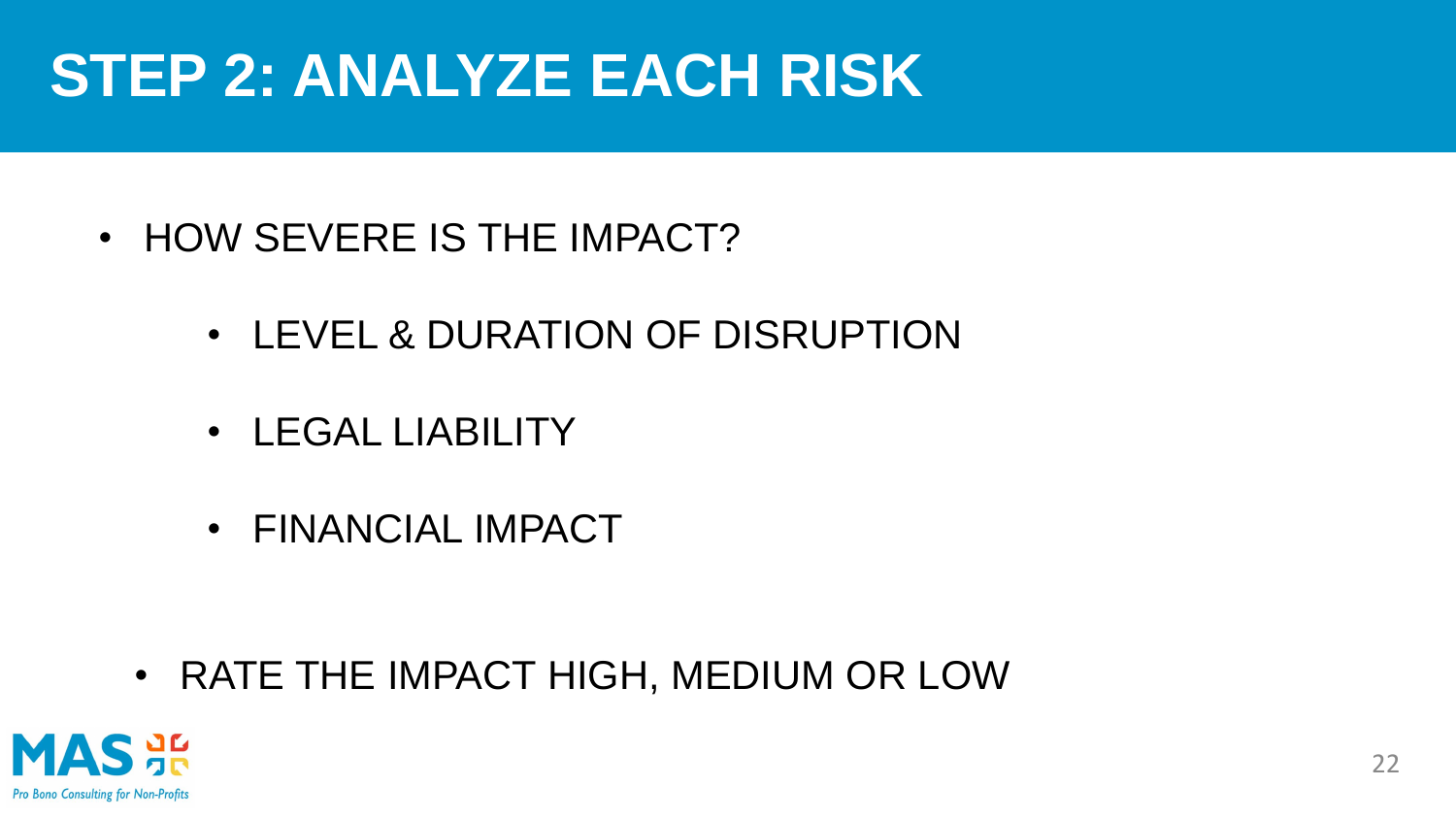# STEP 2: ANALYZE EACH RISK

- HOW SEVERE IS THE IMPACT?
    - LEVEL & DURATION OF DISRUPTION
    - LEGAL LIABILITY
    - FINANCIAL IMPACT
- RATE THE IMPACT HIGH, MEDIUM OR LOW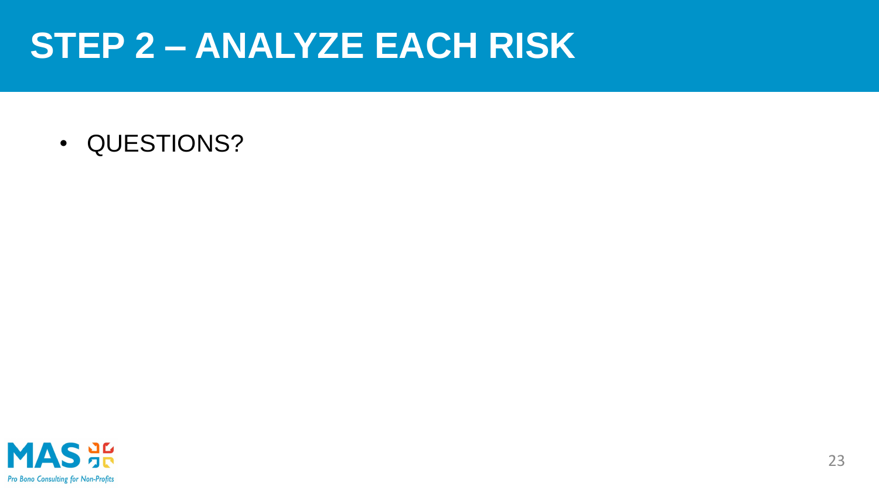# STEP 2 – ANALYZE EACH RISK

- QUESTIONS?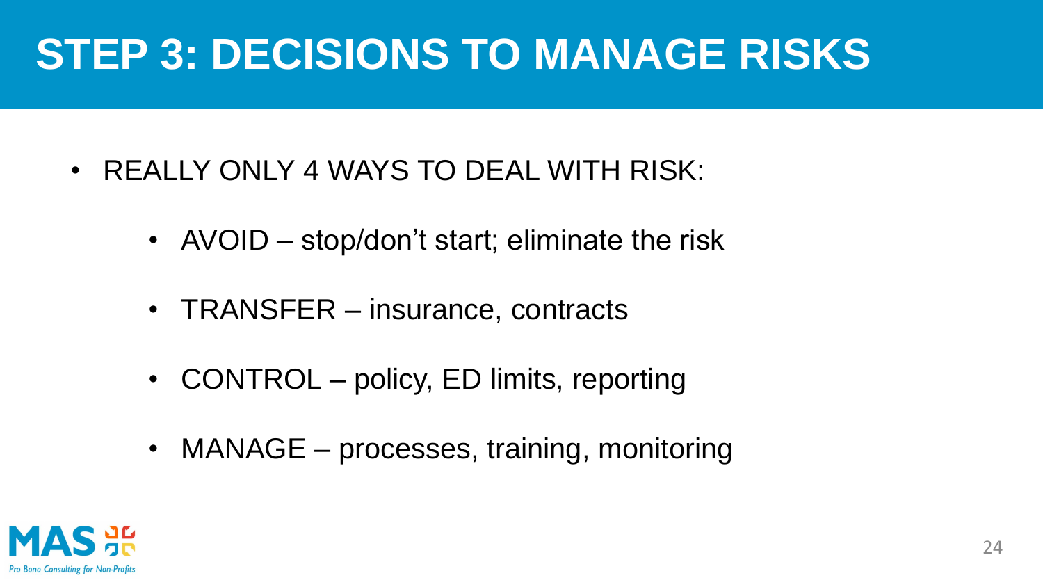# STEP 3: DECISIONS TO MANAGE RISKS

- REALLY ONLY 4 WAYS TO DEAL WITH RISK:
  - AVOID – stop/don't start; eliminate the risk
  - TRANSFER – insurance, contracts
  - CONTROL – policy, ED limits, reporting
  - MANAGE – processes, training, monitoring

MAS
Pro Bono Consulting for Non-Profits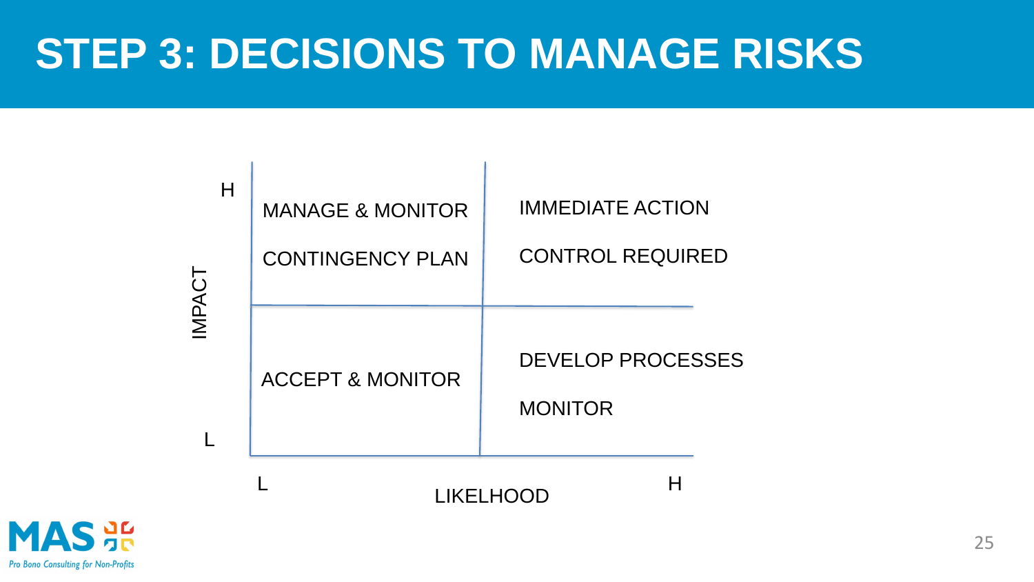# STEP 3: DECISIONS TO MANAGE RISKS

| IMPACT / LIKELIHOOD | L | H |
|---|---|---|
| H | MANAGE & MONITOR<br>CONTINGENCY PLAN | IMMEDIATE ACTION<br>CONTROL REQUIRED |
| L | ACCEPT & MONITOR | DEVELOP PROCESSES<br>MONITOR |

MAS

Pro Bono Consulting for Non-Profits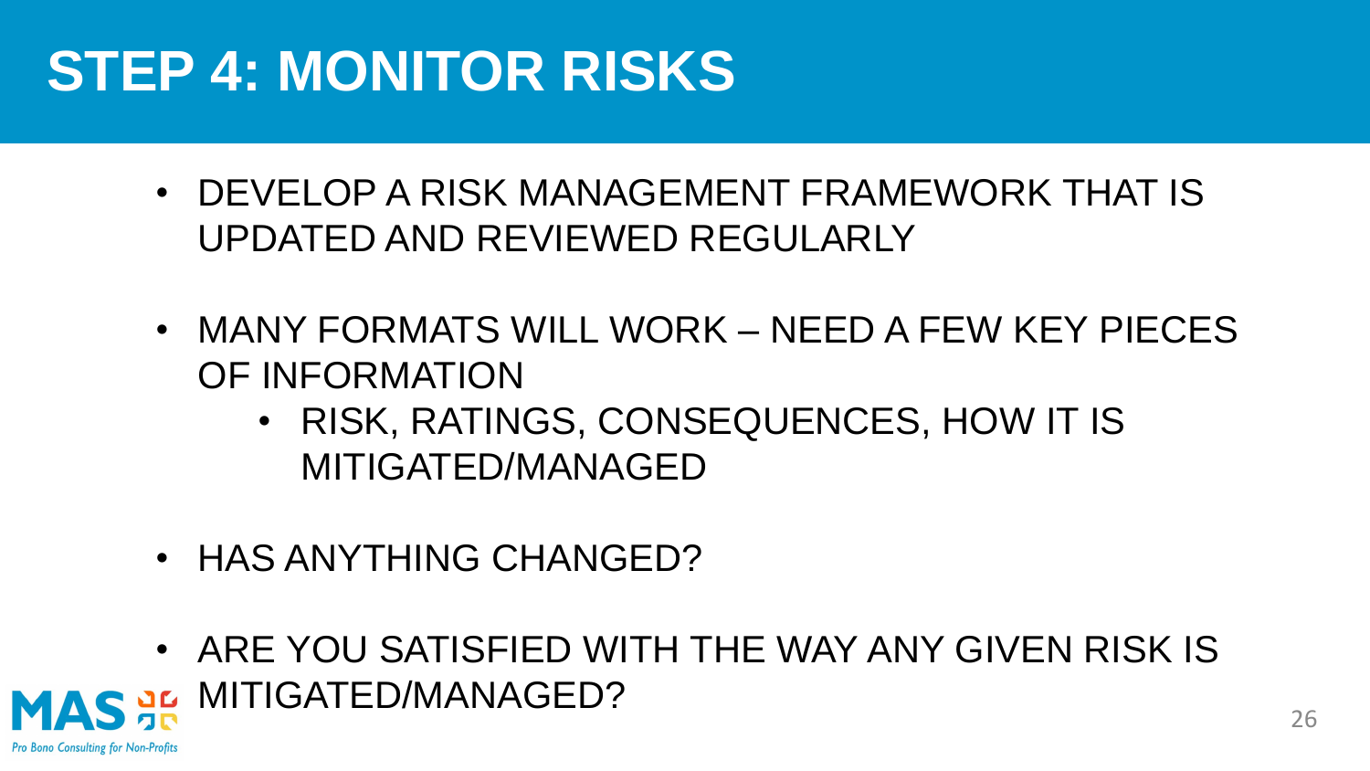# STEP 4: MONITOR RISKS

- DEVELOP A RISK MANAGEMENT FRAMEWORK THAT IS UPDATED AND REVIEWED REGULARLY
- MANY FORMATS WILL WORK – NEED A FEW KEY PIECES OF INFORMATION
  - RISK, RATINGS, CONSEQUENCES, HOW IT IS MITIGATED/MANAGED
- HAS ANYTHING CHANGED?
- ARE YOU SATISFIED WITH THE WAY ANY GIVEN RISK IS MITIGATED/MANAGED?

MAS

*Pro Bono Consulting for Non-Profits*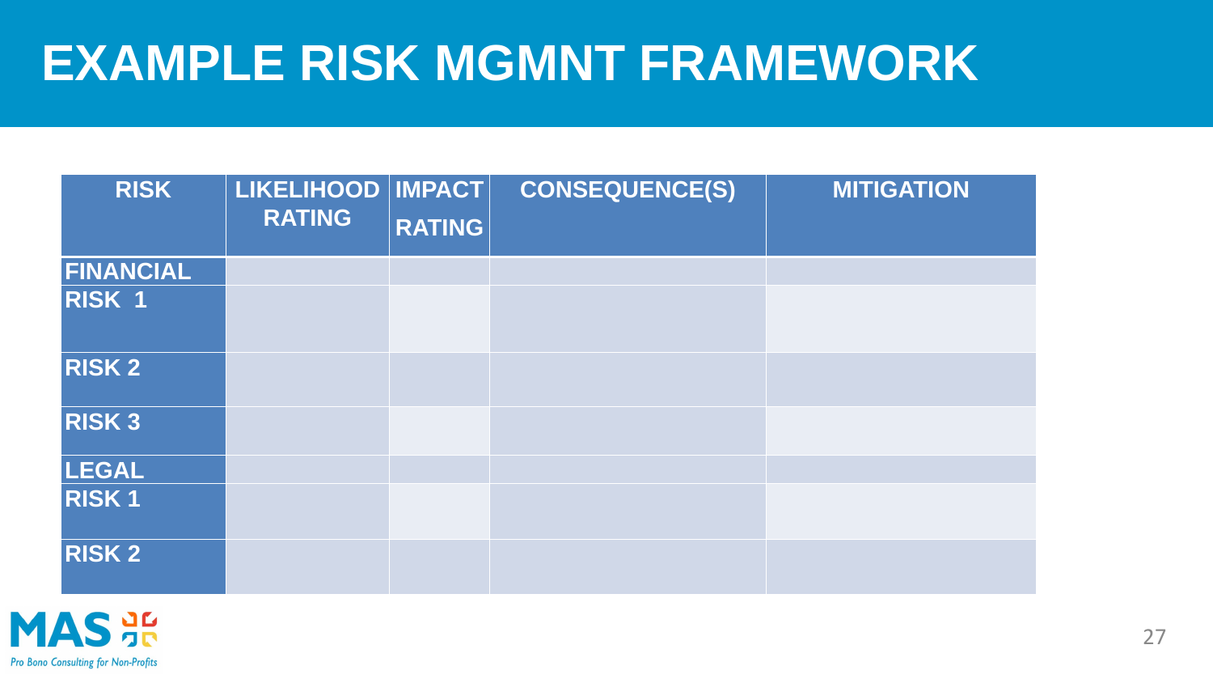# EXAMPLE RISK MGMNT FRAMEWORK

| RISK | LIKELIHOOD RATING | IMPACT RATING | CONSEQUENCE(S) | MITIGATION |
|---|---|---|---|---|
| **FINANCIAL** | | | | |
| **RISK 1** | | | | |
| **RISK 2** | | | | |
| **RISK 3** | | | | |
| **LEGAL** | | | | |
| **RISK 1** | | | | |
| **RISK 2** | | | | |

MAS

*Pro Bono Consulting for Non-Profits*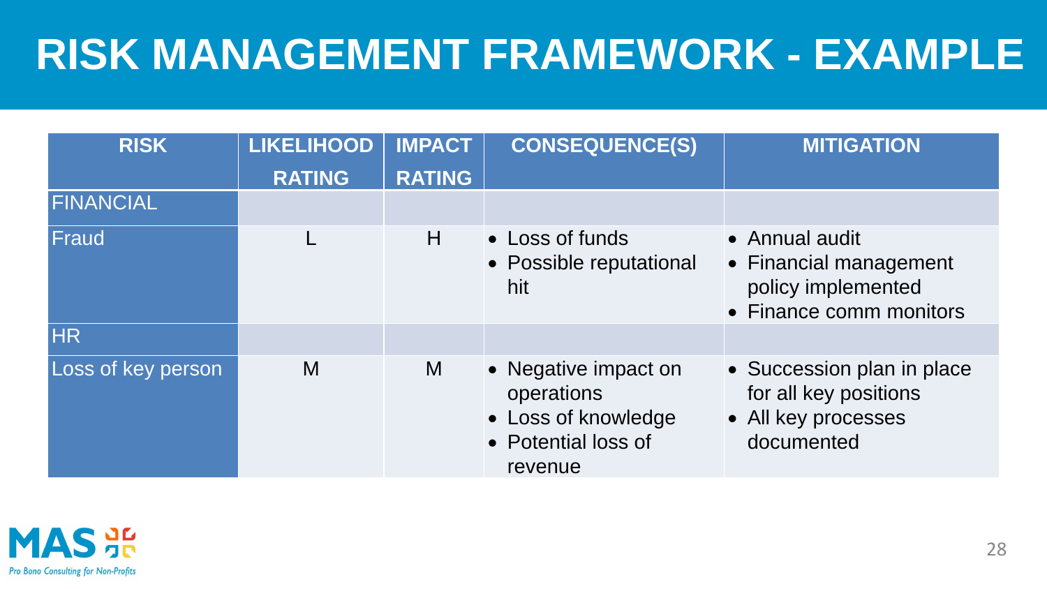# RISK MANAGEMENT FRAMEWORK - EXAMPLE

| RISK | LIKELIHOOD RATING | IMPACT RATING | CONSEQUENCE(S) | MITIGATION |
|---|---|---|---|---|
| FINANCIAL | | | | |
| Fraud | L | H | • Loss of funds<br>• Possible reputational hit | • Annual audit<br>• Financial management policy implemented<br>• Finance comm monitors |
| HR | | | | |
| Loss of key person | M | M | • Negative impact on operations<br>• Loss of knowledge<br>• Potential loss of revenue | • Succession plan in place for all key positions<br>• All key processes documented |

MAS
Pro Bono Consulting for Non-Profits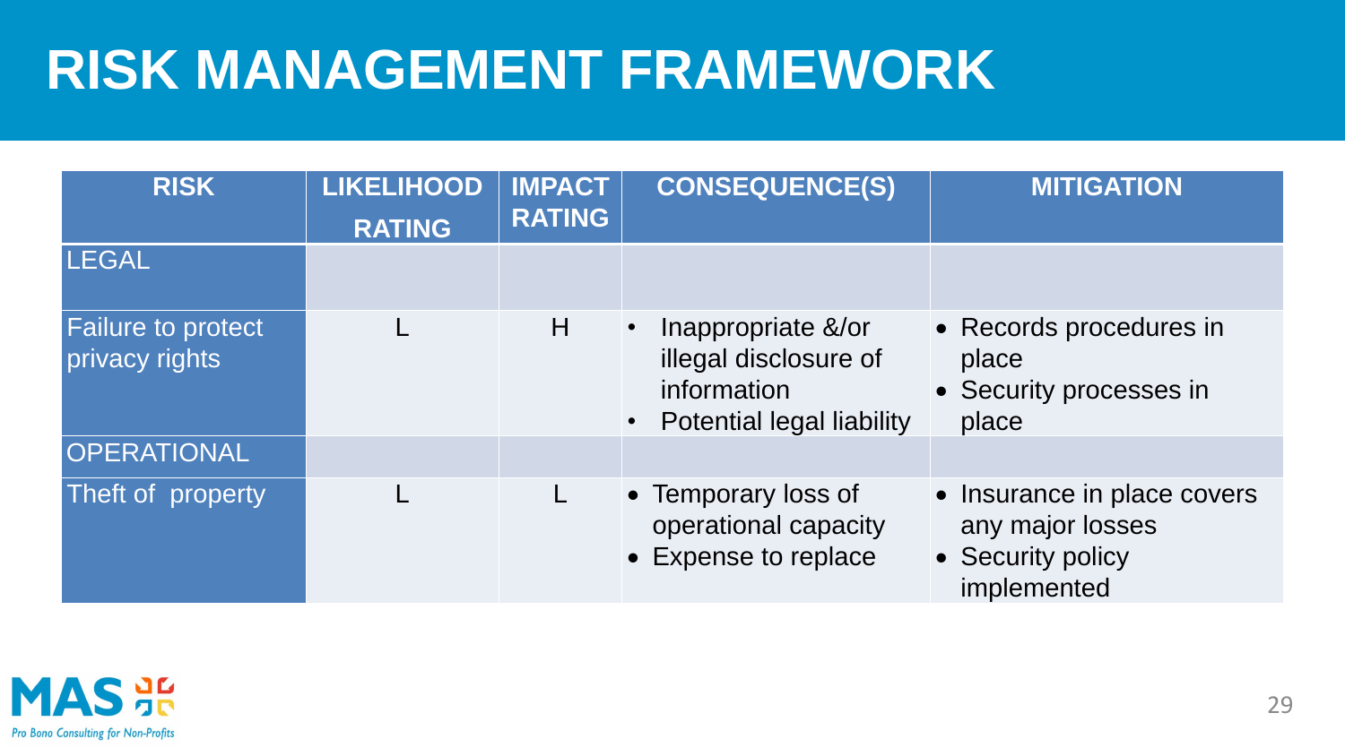# RISK MANAGEMENT FRAMEWORK

| RISK | LIKELIHOOD RATING | IMPACT RATING | CONSEQUENCE(S) | MITIGATION |
|---|---|---|---|---|
| LEGAL | | | | |
| Failure to protect privacy rights | L | H | • Inappropriate &/or illegal disclosure of information<br>• Potential legal liability | • Records procedures in place<br>• Security processes in place |
| OPERATIONAL | | | | |
| Theft of property | L | L | • Temporary loss of operational capacity<br>• Expense to replace | • Insurance in place covers any major losses<br>• Security policy implemented |

MAS

*Pro Bono Consulting for Non-Profits*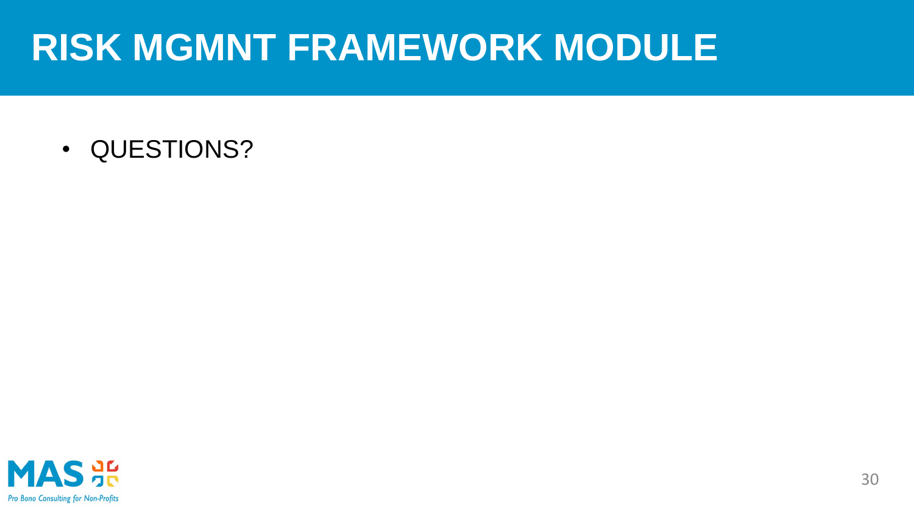# RISK MGMNT FRAMEWORK MODULE

- QUESTIONS?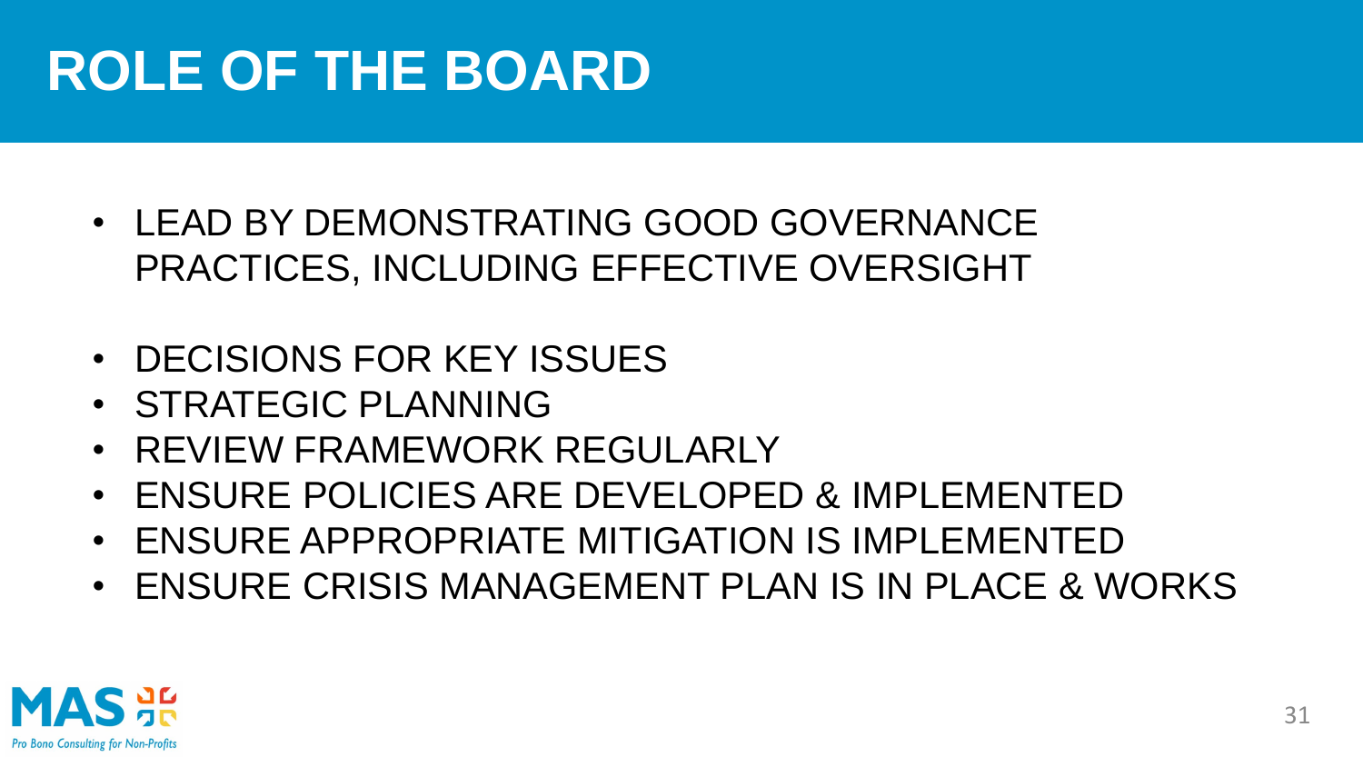# ROLE OF THE BOARD

- LEAD BY DEMONSTRATING GOOD GOVERNANCE PRACTICES, INCLUDING EFFECTIVE OVERSIGHT

- DECISIONS FOR KEY ISSUES
- STRATEGIC PLANNING
- REVIEW FRAMEWORK REGULARLY
- ENSURE POLICIES ARE DEVELOPED & IMPLEMENTED
- ENSURE APPROPRIATE MITIGATION IS IMPLEMENTED
- ENSURE CRISIS MANAGEMENT PLAN IS IN PLACE & WORKS

MAS

Pro Bono Consulting for Non-Profits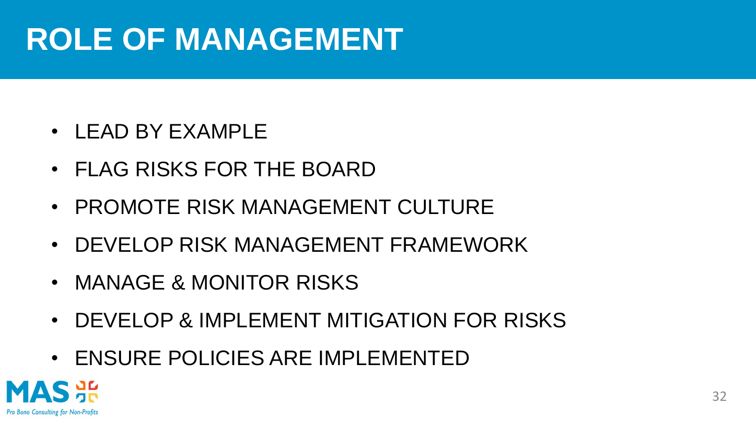# ROLE OF MANAGEMENT

- LEAD BY EXAMPLE
- FLAG RISKS FOR THE BOARD
- PROMOTE RISK MANAGEMENT CULTURE
- DEVELOP RISK MANAGEMENT FRAMEWORK
- MANAGE & MONITOR RISKS
- DEVELOP & IMPLEMENT MITIGATION FOR RISKS
- ENSURE POLICIES ARE IMPLEMENTED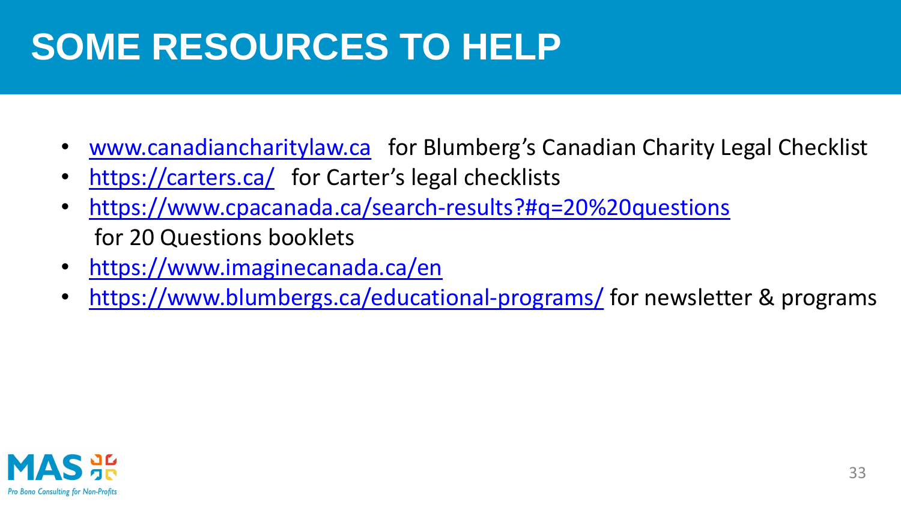# SOME RESOURCES TO HELP

- [www.canadiancharitylaw.ca](www.canadiancharitylaw.ca) for Blumberg's Canadian Charity Legal Checklist
- [https://carters.ca/](https://carters.ca/) for Carter's legal checklists
- [https://www.cpacanada.ca/search-results?#q=20%20questions](https://www.cpacanada.ca/search-results?#q=20%20questions) for 20 Questions booklets
- [https://www.imaginecanada.ca/en](https://www.imaginecanada.ca/en)
- [https://www.blumbergs.ca/educational-programs/](https://www.blumbergs.ca/educational-programs/) for newsletter & programs

MAS
Pro Bono Consulting for Non-Profits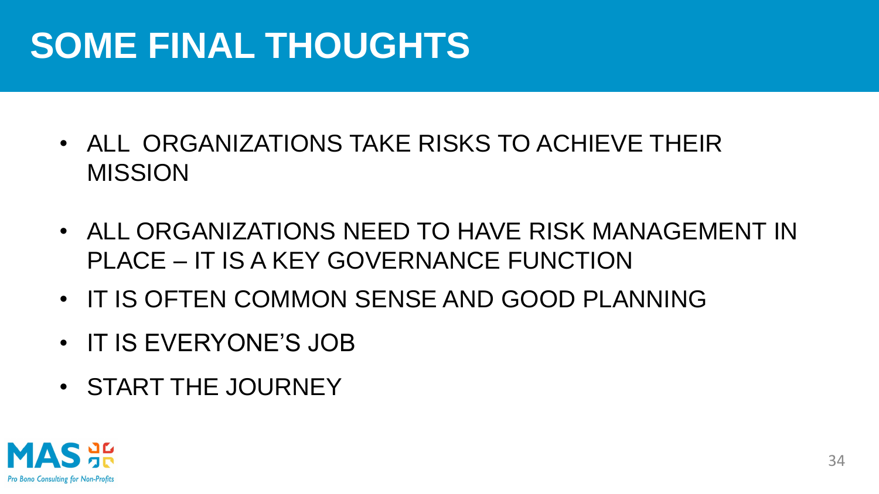# SOME FINAL THOUGHTS

- ALL ORGANIZATIONS TAKE RISKS TO ACHIEVE THEIR MISSION
- ALL ORGANIZATIONS NEED TO HAVE RISK MANAGEMENT IN PLACE – IT IS A KEY GOVERNANCE FUNCTION
- IT IS OFTEN COMMON SENSE AND GOOD PLANNING
- IT IS EVERYONE'S JOB
- START THE JOURNEY

MAS

*Pro Bono Consulting for Non-Profits*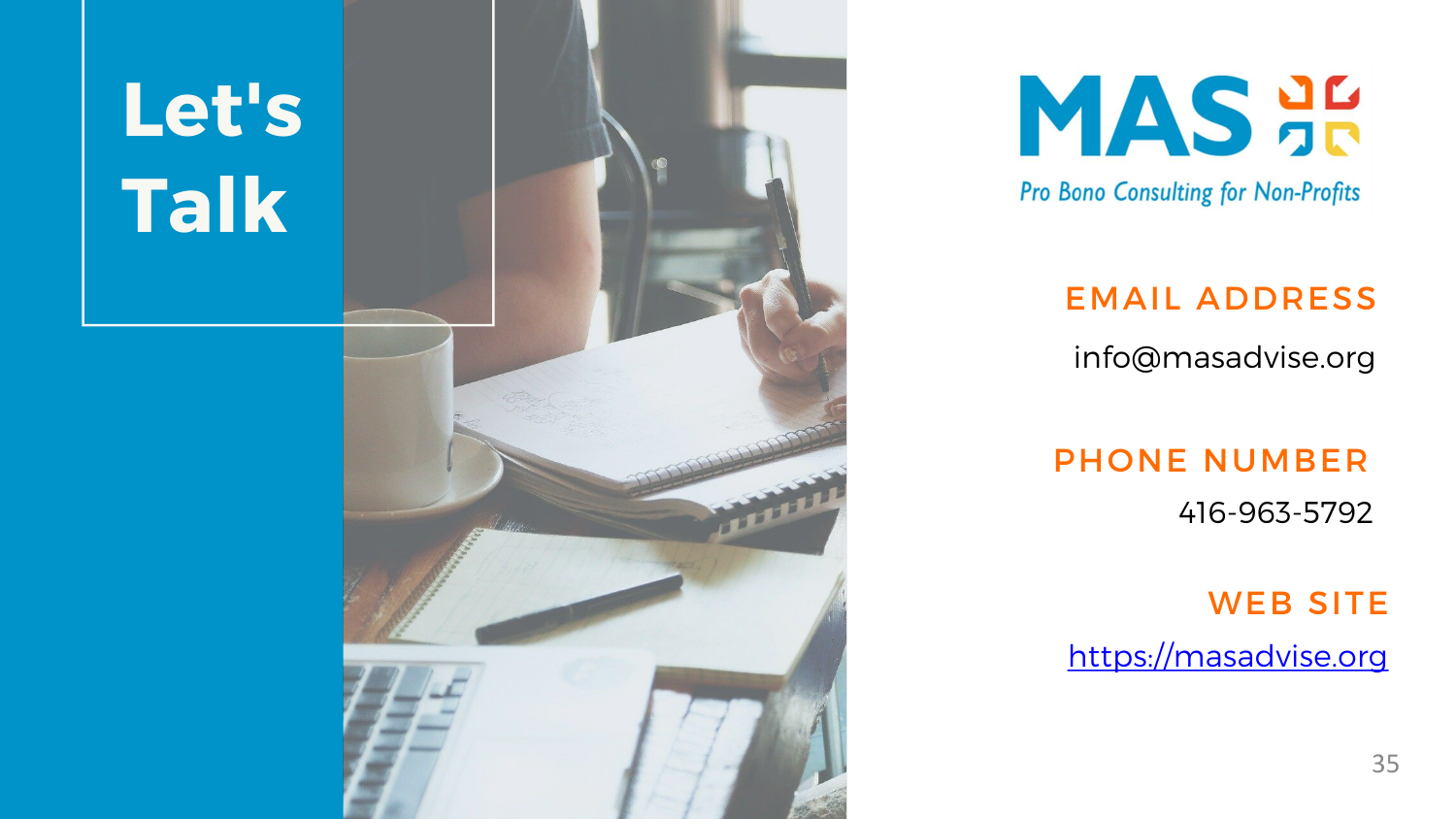# Let's Talk

**MAS**

*Pro Bono Consulting for Non-Profits*

## EMAIL ADDRESS

info@masadvise.org

## PHONE NUMBER

416-963-5792

## WEB SITE

https://masadvise.org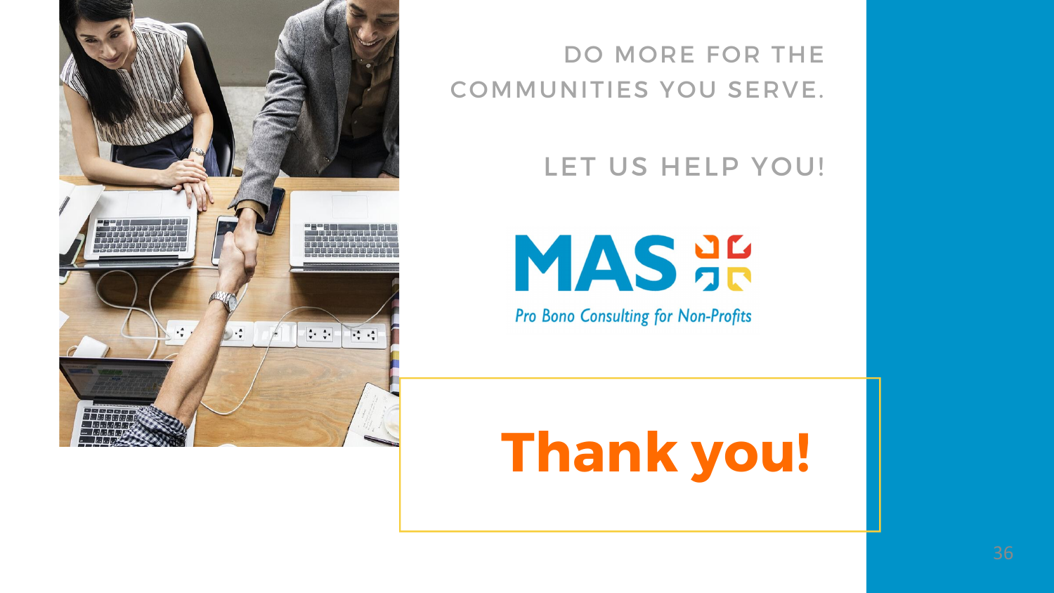DO MORE FOR THE COMMUNITIES YOU SERVE.

LET US HELP YOU!

MAS

Pro Bono Consulting for Non-Profits

# Thank you!